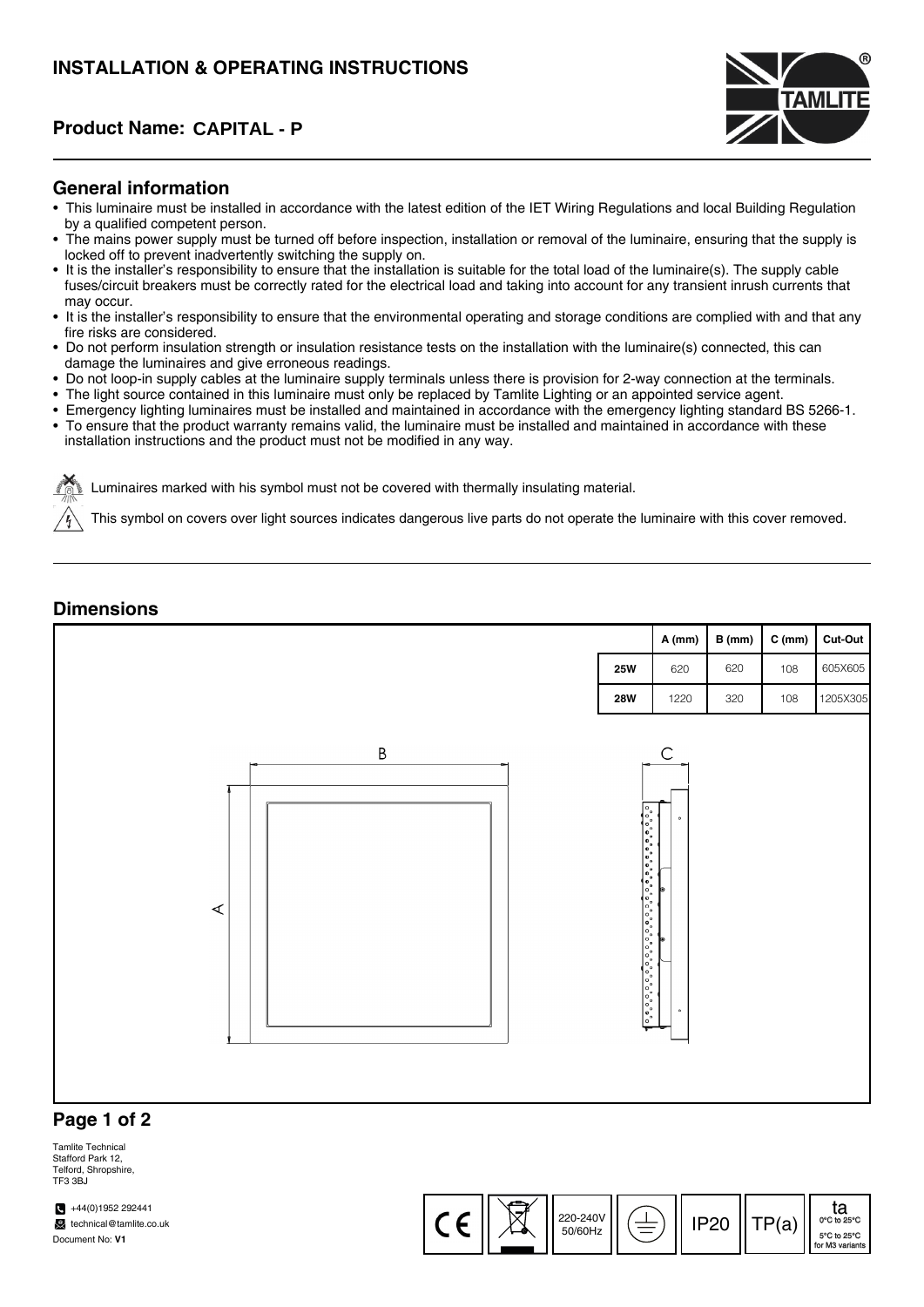# INSTALLATION & OPERATING INSTRUCTIONS

## Product Name: CAPITAL - P

### General information

- This luminaire must be installed in accordance with the latest edition of the IET Wiring Regulations and local Building Regulation by a qualified competent person.
- The mains power supply must be turned off before inspection, installation or removal of the luminaire, ensuring that the supply is locked off to prevent inadvertently switching the supply on.
- It is the installer's responsibility to ensure that the installation is suitable for the total load of the luminaire(s). The supply cable fuses/circuit breakers must be correctly rated for the electrical load and taking into account for any transient inrush currents that may occur.
- It is the installer's responsibility to ensure that the environmental operating and storage conditions are complied with and that any fire risks are considered.
- Do not perform insulation strength or insulation resistance tests on the installation with the luminaire(s) connected, this can damage the luminaires and give erroneous readings.
- Do not loop-in supply cables at the luminaire supply terminals unless there is provision for 2-way connection at the terminals.
- The light source contained in this luminaire must only be replaced by Tamlite Lighting or an appointed service agent.
- Emergency lighting luminaires must be installed and maintained in accordance with the emergency lighting standard BS 5266-1.
- To ensure that the product warranty remains valid, the luminaire must be installed and maintained in accordance with these installation instructions and the product must not be modified in any way.

Luminaires marked with his symbol must not be covered with thermally insulating material.

This symbol on covers over light sources indicates dangerous live parts do not operate the luminaire with this cover removed.

### Dimensions

| | A (mm) | B (mm) | C (mm) | Cut-Out |
|---|---|---|---|---|
| **25W** | 620 | 620 | 108 | 605X605 |
| **28W** | 1220 | 320 | 108 | 1205X305 |

Tamlite Technical
Stafford Park 12,
Telford, Shropshire,
TF3 3BJ

+44(0)1952 292441
technical@tamlite.co.uk
Document No: **V1**

220-240V 50/60Hz | IP20 | TP(a) | ta 0°C to 25°C, 5°C to 25°C for M3 variants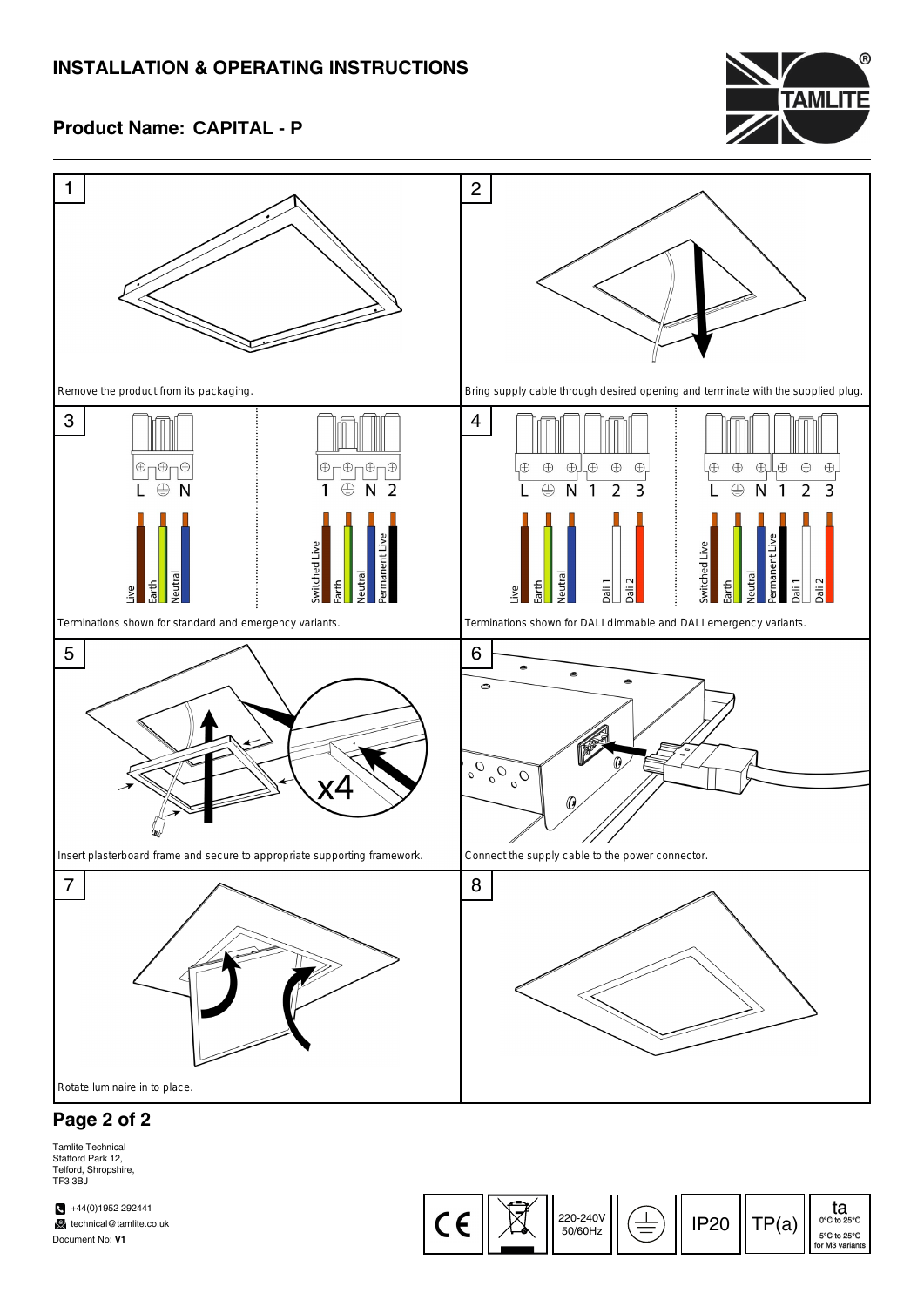## INSTALLATION & OPERATING INSTRUCTIONS

### Product Name: CAPITAL - P

1

Remove the product from its packaging.

2

Bring supply cable through desired opening and terminate with the supplied plug.

3

L ⏚ N

Live Earth Neutral

1 ⏚ N 2

Switched Live Earth Neutral Permanent Live

Terminations shown for standard and emergency variants.

4

L ⏚ N 1 2 3

Live Earth Neutral Dali 1 Dali 2

L ⏚ N 1 2 3

Switched Live Earth Neutral Permanent Live Dali 1 Dali 2

Terminations shown for DALI dimmable and DALI emergency variants.

5

x4

Insert plasterboard frame and secure to appropriate supporting framework.

6

Connect the supply cable to the power connector.

7

Rotate luminaire in to place.

8

Tamlite Technical
Stafford Park 12,
Telford, Shropshire,
TF3 3BJ

+44(0)1952 292441
technical@tamlite.co.uk
Document No: **V1**

CE | 220-240V 50/60Hz | IP20 | TP(a) | ta 0°C to 25°C, 5°C to 25°C for M3 variants